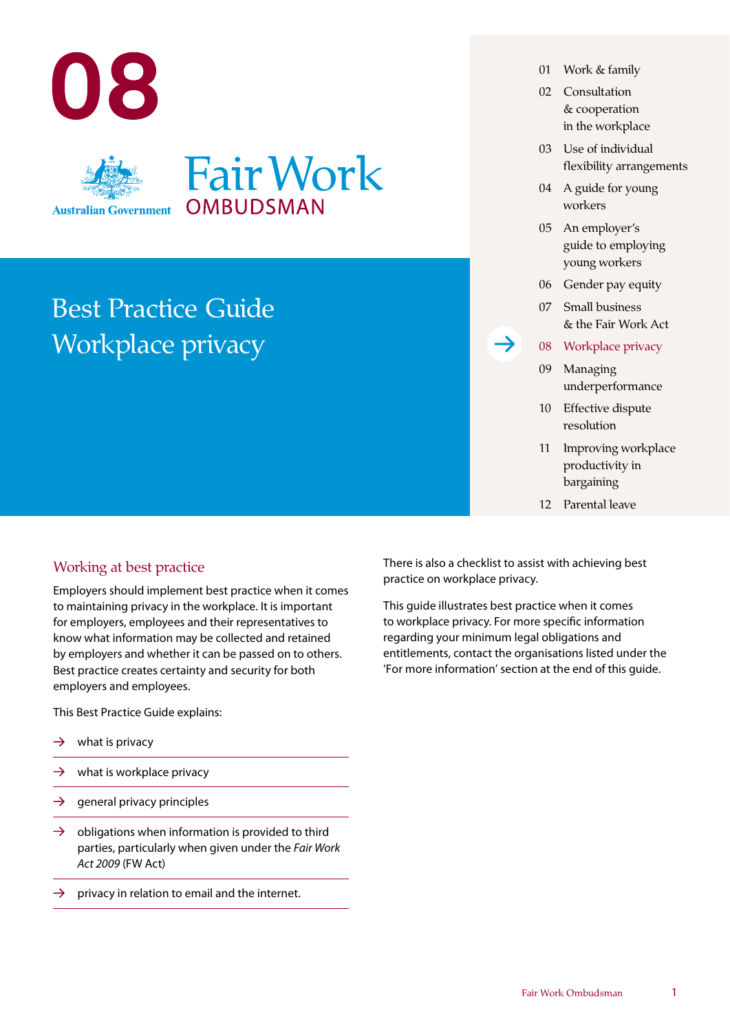# 08

Australian Government

Fair Work OMBUDSMAN

# Best Practice Guide
# Workplace privacy

01 Work & family
02 Consultation & cooperation in the workplace
03 Use of individual flexibility arrangements
04 A guide for young workers
05 An employer's guide to employing young workers
06 Gender pay equity
07 Small business & the Fair Work Act
08 Workplace privacy
09 Managing underperformance
10 Effective dispute resolution
11 Improving workplace productivity in bargaining
12 Parental leave

## Working at best practice

Employers should implement best practice when it comes to maintaining privacy in the workplace. It is important for employers, employees and their representatives to know what information may be collected and retained by employers and whether it can be passed on to others. Best practice creates certainty and security for both employers and employees.

This Best Practice Guide explains:

- what is privacy
- what is workplace privacy
- general privacy principles
- obligations when information is provided to third parties, particularly when given under the *Fair Work Act 2009* (FW Act)
- privacy in relation to email and the internet.

There is also a checklist to assist with achieving best practice on workplace privacy.

This guide illustrates best practice when it comes to workplace privacy. For more specific information regarding your minimum legal obligations and entitlements, contact the organisations listed under the 'For more information' section at the end of this guide.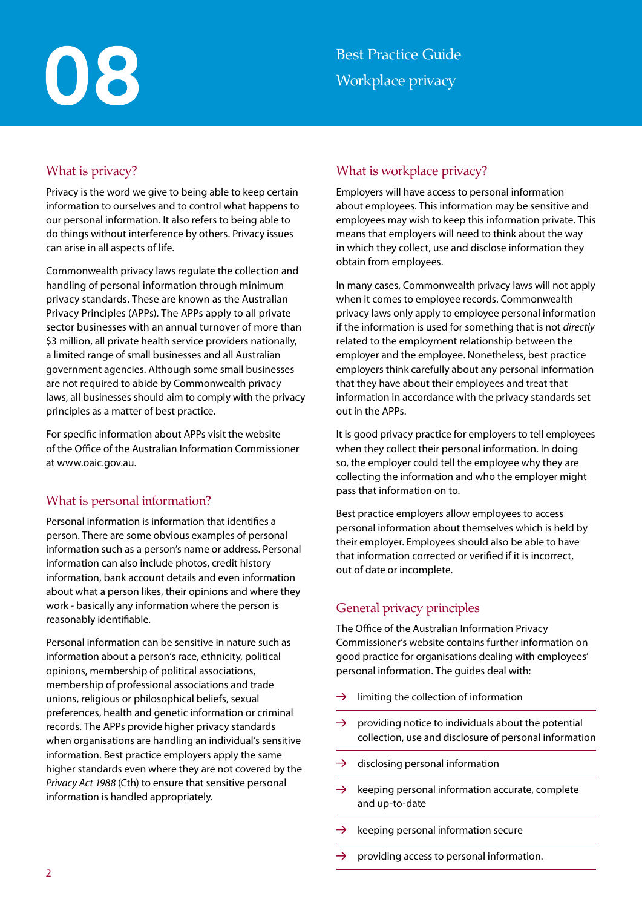# 08 Best Practice Guide Workplace privacy

## What is privacy?

Privacy is the word we give to being able to keep certain information to ourselves and to control what happens to our personal information. It also refers to being able to do things without interference by others. Privacy issues can arise in all aspects of life.

Commonwealth privacy laws regulate the collection and handling of personal information through minimum privacy standards. These are known as the Australian Privacy Principles (APPs). The APPs apply to all private sector businesses with an annual turnover of more than $3 million, all private health service providers nationally, a limited range of small businesses and all Australian government agencies. Although some small businesses are not required to abide by Commonwealth privacy laws, all businesses should aim to comply with the privacy principles as a matter of best practice.

For specific information about APPs visit the website of the Office of the Australian Information Commissioner at www.oaic.gov.au.

## What is personal information?

Personal information is information that identifies a person. There are some obvious examples of personal information such as a person's name or address. Personal information can also include photos, credit history information, bank account details and even information about what a person likes, their opinions and where they work - basically any information where the person is reasonably identifiable.

Personal information can be sensitive in nature such as information about a person's race, ethnicity, political opinions, membership of political associations, membership of professional associations and trade unions, religious or philosophical beliefs, sexual preferences, health and genetic information or criminal records. The APPs provide higher privacy standards when organisations are handling an individual's sensitive information. Best practice employers apply the same higher standards even where they are not covered by the *Privacy Act 1988* (Cth) to ensure that sensitive personal information is handled appropriately.

## What is workplace privacy?

Employers will have access to personal information about employees. This information may be sensitive and employees may wish to keep this information private. This means that employers will need to think about the way in which they collect, use and disclose information they obtain from employees.

In many cases, Commonwealth privacy laws will not apply when it comes to employee records. Commonwealth privacy laws only apply to employee personal information if the information is used for something that is not *directly* related to the employment relationship between the employer and the employee. Nonetheless, best practice employers think carefully about any personal information that they have about their employees and treat that information in accordance with the privacy standards set out in the APPs.

It is good privacy practice for employers to tell employees when they collect their personal information. In doing so, the employer could tell the employee why they are collecting the information and who the employer might pass that information on to.

Best practice employers allow employees to access personal information about themselves which is held by their employer. Employees should also be able to have that information corrected or verified if it is incorrect, out of date or incomplete.

## General privacy principles

The Office of the Australian Information Privacy Commissioner's website contains further information on good practice for organisations dealing with employees' personal information. The guides deal with:

- limiting the collection of information
- providing notice to individuals about the potential collection, use and disclosure of personal information
- disclosing personal information
- keeping personal information accurate, complete and up-to-date
- keeping personal information secure
- providing access to personal information.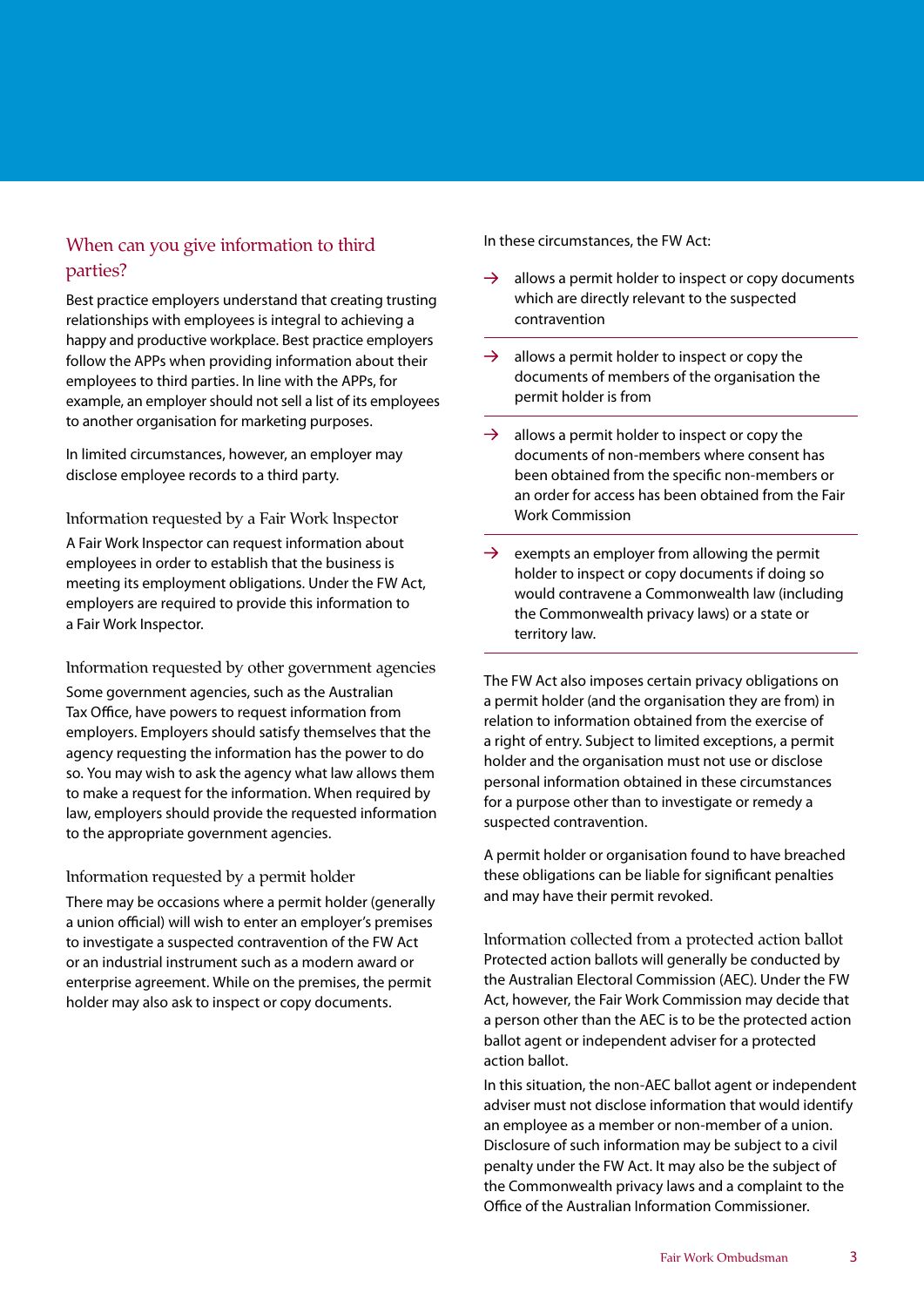## When can you give information to third parties?

Best practice employers understand that creating trusting relationships with employees is integral to achieving a happy and productive workplace. Best practice employers follow the APPs when providing information about their employees to third parties. In line with the APPs, for example, an employer should not sell a list of its employees to another organisation for marketing purposes.

In limited circumstances, however, an employer may disclose employee records to a third party.

### Information requested by a Fair Work Inspector

A Fair Work Inspector can request information about employees in order to establish that the business is meeting its employment obligations. Under the FW Act, employers are required to provide this information to a Fair Work Inspector.

### Information requested by other government agencies

Some government agencies, such as the Australian Tax Office, have powers to request information from employers. Employers should satisfy themselves that the agency requesting the information has the power to do so. You may wish to ask the agency what law allows them to make a request for the information. When required by law, employers should provide the requested information to the appropriate government agencies.

### Information requested by a permit holder

There may be occasions where a permit holder (generally a union official) will wish to enter an employer's premises to investigate a suspected contravention of the FW Act or an industrial instrument such as a modern award or enterprise agreement. While on the premises, the permit holder may also ask to inspect or copy documents.

In these circumstances, the FW Act:

- allows a permit holder to inspect or copy documents which are directly relevant to the suspected contravention
- allows a permit holder to inspect or copy the documents of members of the organisation the permit holder is from
- allows a permit holder to inspect or copy the documents of non-members where consent has been obtained from the specific non-members or an order for access has been obtained from the Fair Work Commission
- exempts an employer from allowing the permit holder to inspect or copy documents if doing so would contravene a Commonwealth law (including the Commonwealth privacy laws) or a state or territory law.

The FW Act also imposes certain privacy obligations on a permit holder (and the organisation they are from) in relation to information obtained from the exercise of a right of entry. Subject to limited exceptions, a permit holder and the organisation must not use or disclose personal information obtained in these circumstances for a purpose other than to investigate or remedy a suspected contravention.

A permit holder or organisation found to have breached these obligations can be liable for significant penalties and may have their permit revoked.

### Information collected from a protected action ballot

Protected action ballots will generally be conducted by the Australian Electoral Commission (AEC). Under the FW Act, however, the Fair Work Commission may decide that a person other than the AEC is to be the protected action ballot agent or independent adviser for a protected action ballot.

In this situation, the non-AEC ballot agent or independent adviser must not disclose information that would identify an employee as a member or non-member of a union. Disclosure of such information may be subject to a civil penalty under the FW Act. It may also be the subject of the Commonwealth privacy laws and a complaint to the Office of the Australian Information Commissioner.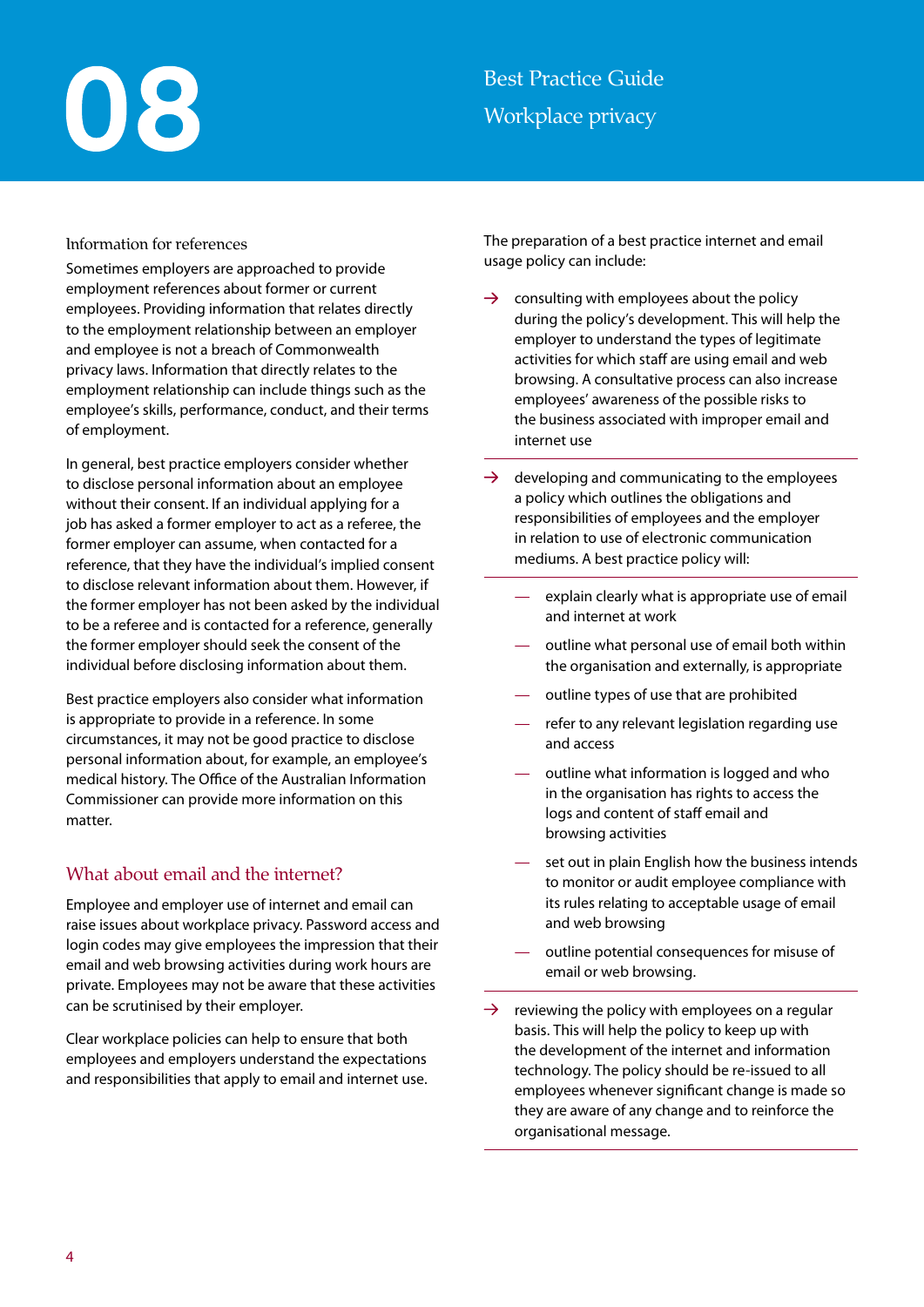### Information for references

Sometimes employers are approached to provide employment references about former or current employees. Providing information that relates directly to the employment relationship between an employer and employee is not a breach of Commonwealth privacy laws. Information that directly relates to the employment relationship can include things such as the employee's skills, performance, conduct, and their terms of employment.

In general, best practice employers consider whether to disclose personal information about an employee without their consent. If an individual applying for a job has asked a former employer to act as a referee, the former employer can assume, when contacted for a reference, that they have the individual's implied consent to disclose relevant information about them. However, if the former employer has not been asked by the individual to be a referee and is contacted for a reference, generally the former employer should seek the consent of the individual before disclosing information about them.

Best practice employers also consider what information is appropriate to provide in a reference. In some circumstances, it may not be good practice to disclose personal information about, for example, an employee's medical history. The Office of the Australian Information Commissioner can provide more information on this matter.

## What about email and the internet?

Employee and employer use of internet and email can raise issues about workplace privacy. Password access and login codes may give employees the impression that their email and web browsing activities during work hours are private. Employees may not be aware that these activities can be scrutinised by their employer.

Clear workplace policies can help to ensure that both employees and employers understand the expectations and responsibilities that apply to email and internet use.

The preparation of a best practice internet and email usage policy can include:

- consulting with employees about the policy during the policy's development. This will help the employer to understand the types of legitimate activities for which staff are using email and web browsing. A consultative process can also increase employees' awareness of the possible risks to the business associated with improper email and internet use
- developing and communicating to the employees a policy which outlines the obligations and responsibilities of employees and the employer in relation to use of electronic communication mediums. A best practice policy will:
  - explain clearly what is appropriate use of email and internet at work
  - outline what personal use of email both within the organisation and externally, is appropriate
  - outline types of use that are prohibited
  - refer to any relevant legislation regarding use and access
  - outline what information is logged and who in the organisation has rights to access the logs and content of staff email and browsing activities
  - set out in plain English how the business intends to monitor or audit employee compliance with its rules relating to acceptable usage of email and web browsing
  - outline potential consequences for misuse of email or web browsing.
- reviewing the policy with employees on a regular basis. This will help the policy to keep up with the development of the internet and information technology. The policy should be re-issued to all employees whenever significant change is made so they are aware of any change and to reinforce the organisational message.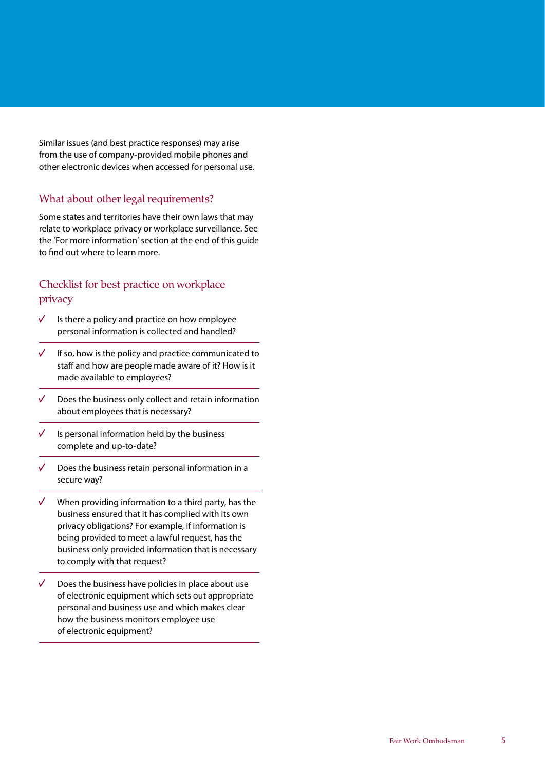Similar issues (and best practice responses) may arise from the use of company-provided mobile phones and other electronic devices when accessed for personal use.

## What about other legal requirements?

Some states and territories have their own laws that may relate to workplace privacy or workplace surveillance. See the 'For more information' section at the end of this guide to find out where to learn more.

## Checklist for best practice on workplace privacy

- ✓ Is there a policy and practice on how employee personal information is collected and handled?
- ✓ If so, how is the policy and practice communicated to staff and how are people made aware of it? How is it made available to employees?
- ✓ Does the business only collect and retain information about employees that is necessary?
- ✓ Is personal information held by the business complete and up-to-date?
- ✓ Does the business retain personal information in a secure way?
- ✓ When providing information to a third party, has the business ensured that it has complied with its own privacy obligations? For example, if information is being provided to meet a lawful request, has the business only provided information that is necessary to comply with that request?
- ✓ Does the business have policies in place about use of electronic equipment which sets out appropriate personal and business use and which makes clear how the business monitors employee use of electronic equipment?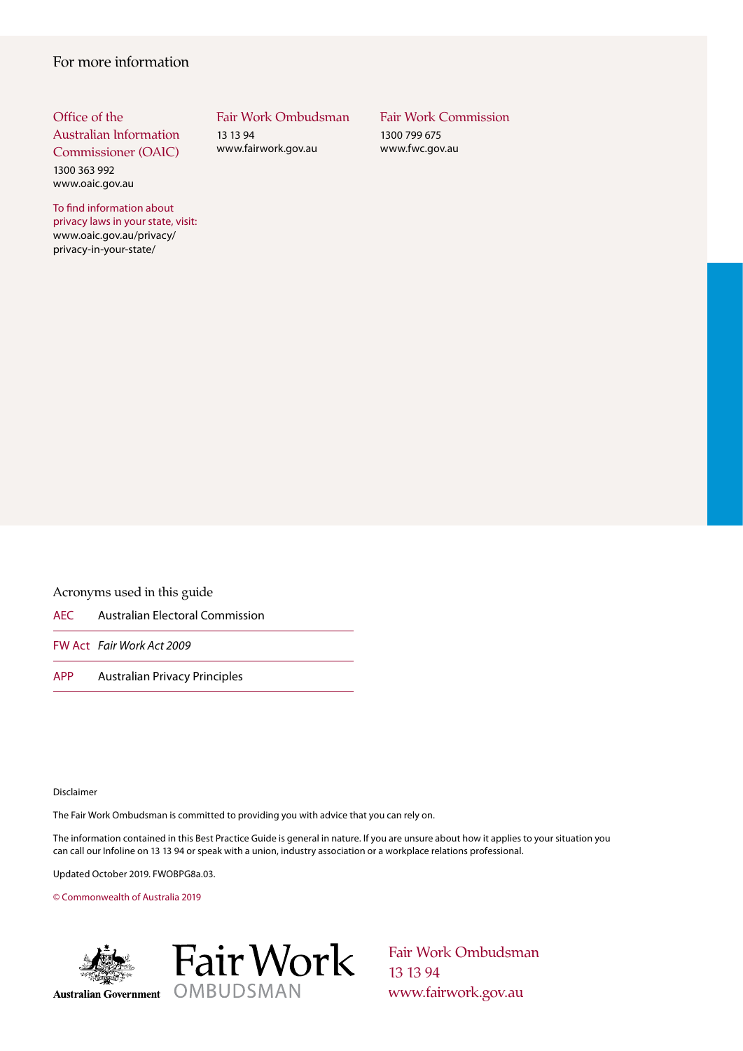## For more information

**Office of the Australian Information Commissioner (OAIC)**
1300 363 992
www.oaic.gov.au

To find information about privacy laws in your state, visit:
www.oaic.gov.au/privacy/privacy-in-your-state/

**Fair Work Ombudsman**
13 13 94
www.fairwork.gov.au

**Fair Work Commission**
1300 799 675
www.fwc.gov.au

## Acronyms used in this guide

| | |
|---|---|
| AEC | Australian Electoral Commission |
| FW Act | *Fair Work Act 2009* |
| APP | Australian Privacy Principles |

Disclaimer

The Fair Work Ombudsman is committed to providing you with advice that you can rely on.

The information contained in this Best Practice Guide is general in nature. If you are unsure about how it applies to your situation you can call our Infoline on 13 13 94 or speak with a union, industry association or a workplace relations professional.

Updated October 2019. FWOBPG8a.03.

© Commonwealth of Australia 2019

Australian Government

Fair Work OMBUDSMAN

Fair Work Ombudsman
13 13 94
www.fairwork.gov.au